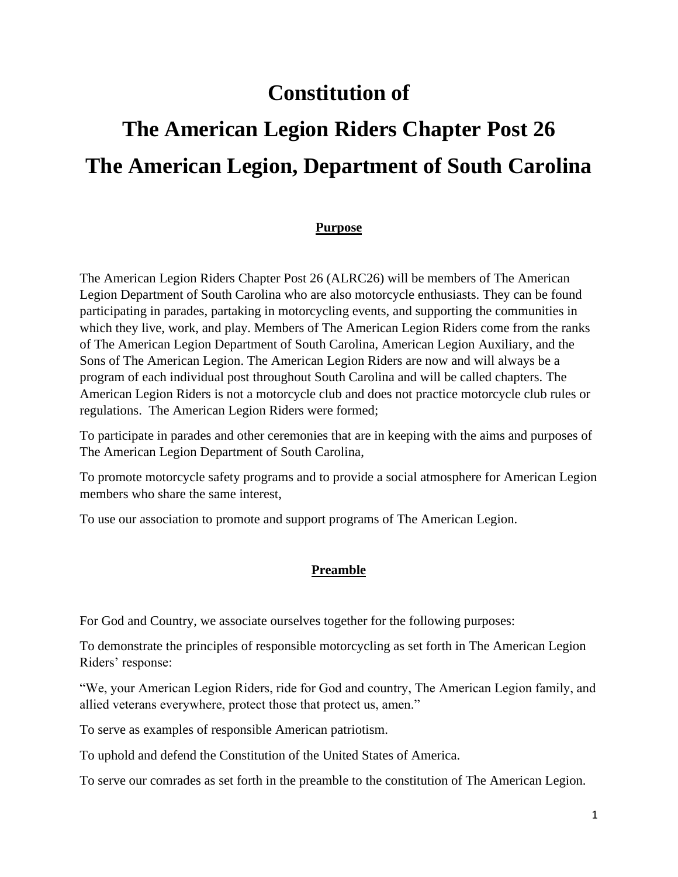# Constitution of

# The American Legion Riders Chapter Post 26

# The American Legion, Department of South Carolina

## Purpose

The American Legion Riders Chapter Post 26 (ALRC26) will be members of The American Legion Department of South Carolina who are also motorcycle enthusiasts. They can be found participating in parades, partaking in motorcycling events, and supporting the communities in which they live, work, and play. Members of The American Legion Riders come from the ranks of The American Legion Department of South Carolina, American Legion Auxiliary, and the Sons of The American Legion. The American Legion Riders are now and will always be a program of each individual post throughout South Carolina and will be called chapters. The American Legion Riders is not a motorcycle club and does not practice motorcycle club rules or regulations. The American Legion Riders were formed;

To participate in parades and other ceremonies that are in keeping with the aims and purposes of The American Legion Department of South Carolina,

To promote motorcycle safety programs and to provide a social atmosphere for American Legion members who share the same interest,

To use our association to promote and support programs of The American Legion.

## Preamble

For God and Country, we associate ourselves together for the following purposes:

To demonstrate the principles of responsible motorcycling as set forth in The American Legion Riders' response:

"We, your American Legion Riders, ride for God and country, The American Legion family, and allied veterans everywhere, protect those that protect us, amen."

To serve as examples of responsible American patriotism.

To uphold and defend the Constitution of the United States of America.

To serve our comrades as set forth in the preamble to the constitution of The American Legion.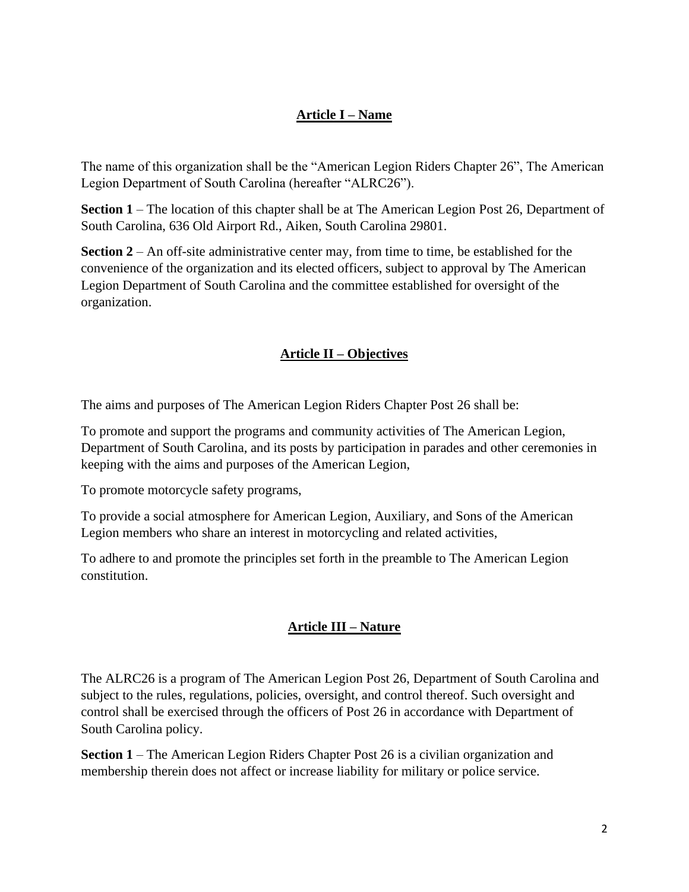## Article I – Name

The name of this organization shall be the "American Legion Riders Chapter 26", The American Legion Department of South Carolina (hereafter "ALRC26").

**Section 1** – The location of this chapter shall be at The American Legion Post 26, Department of South Carolina, 636 Old Airport Rd., Aiken, South Carolina 29801.

**Section 2** – An off-site administrative center may, from time to time, be established for the convenience of the organization and its elected officers, subject to approval by The American Legion Department of South Carolina and the committee established for oversight of the organization.

## Article II – Objectives

The aims and purposes of The American Legion Riders Chapter Post 26 shall be:

To promote and support the programs and community activities of The American Legion, Department of South Carolina, and its posts by participation in parades and other ceremonies in keeping with the aims and purposes of the American Legion,

To promote motorcycle safety programs,

To provide a social atmosphere for American Legion, Auxiliary, and Sons of the American Legion members who share an interest in motorcycling and related activities,

To adhere to and promote the principles set forth in the preamble to The American Legion constitution.

## Article III – Nature

The ALRC26 is a program of The American Legion Post 26, Department of South Carolina and subject to the rules, regulations, policies, oversight, and control thereof. Such oversight and control shall be exercised through the officers of Post 26 in accordance with Department of South Carolina policy.

**Section 1** – The American Legion Riders Chapter Post 26 is a civilian organization and membership therein does not affect or increase liability for military or police service.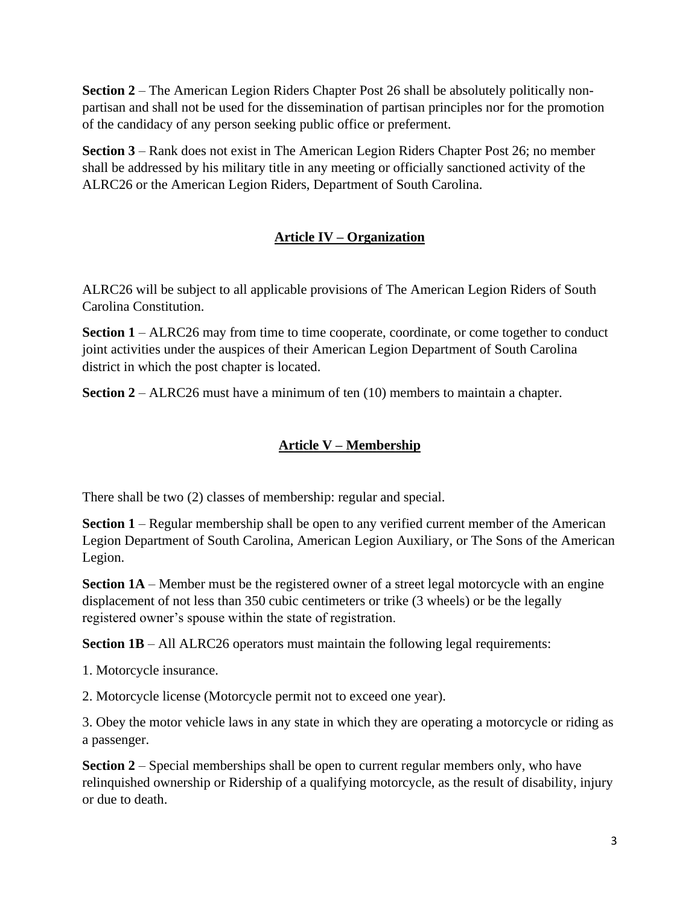**Section 2** – The American Legion Riders Chapter Post 26 shall be absolutely politically non-partisan and shall not be used for the dissemination of partisan principles nor for the promotion of the candidacy of any person seeking public office or preferment.

**Section 3** – Rank does not exist in The American Legion Riders Chapter Post 26; no member shall be addressed by his military title in any meeting or officially sanctioned activity of the ALRC26 or the American Legion Riders, Department of South Carolina.

## Article IV – Organization

ALRC26 will be subject to all applicable provisions of The American Legion Riders of South Carolina Constitution.

**Section 1** – ALRC26 may from time to time cooperate, coordinate, or come together to conduct joint activities under the auspices of their American Legion Department of South Carolina district in which the post chapter is located.

**Section 2** – ALRC26 must have a minimum of ten (10) members to maintain a chapter.

## Article V – Membership

There shall be two (2) classes of membership: regular and special.

**Section 1** – Regular membership shall be open to any verified current member of the American Legion Department of South Carolina, American Legion Auxiliary, or The Sons of the American Legion.

**Section 1A** – Member must be the registered owner of a street legal motorcycle with an engine displacement of not less than 350 cubic centimeters or trike (3 wheels) or be the legally registered owner's spouse within the state of registration.

**Section 1B** – All ALRC26 operators must maintain the following legal requirements:

1. Motorcycle insurance.

2. Motorcycle license (Motorcycle permit not to exceed one year).

3. Obey the motor vehicle laws in any state in which they are operating a motorcycle or riding as a passenger.

**Section 2** – Special memberships shall be open to current regular members only, who have relinquished ownership or Ridership of a qualifying motorcycle, as the result of disability, injury or due to death.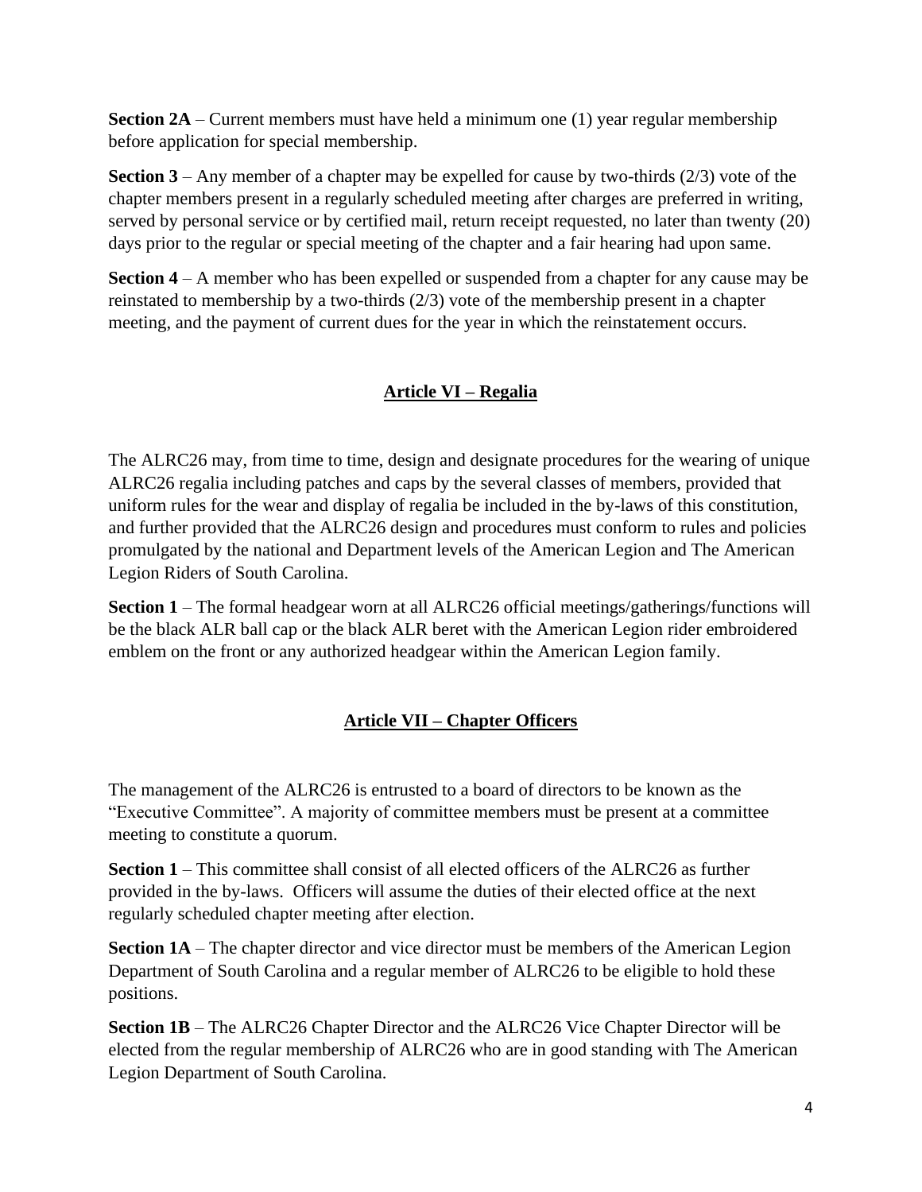**Section 2A** – Current members must have held a minimum one (1) year regular membership before application for special membership.

**Section 3** – Any member of a chapter may be expelled for cause by two-thirds (2/3) vote of the chapter members present in a regularly scheduled meeting after charges are preferred in writing, served by personal service or by certified mail, return receipt requested, no later than twenty (20) days prior to the regular or special meeting of the chapter and a fair hearing had upon same.

**Section 4** – A member who has been expelled or suspended from a chapter for any cause may be reinstated to membership by a two-thirds (2/3) vote of the membership present in a chapter meeting, and the payment of current dues for the year in which the reinstatement occurs.

## Article VI – Regalia

The ALRC26 may, from time to time, design and designate procedures for the wearing of unique ALRC26 regalia including patches and caps by the several classes of members, provided that uniform rules for the wear and display of regalia be included in the by-laws of this constitution, and further provided that the ALRC26 design and procedures must conform to rules and policies promulgated by the national and Department levels of the American Legion and The American Legion Riders of South Carolina.

**Section 1** – The formal headgear worn at all ALRC26 official meetings/gatherings/functions will be the black ALR ball cap or the black ALR beret with the American Legion rider embroidered emblem on the front or any authorized headgear within the American Legion family.

## Article VII – Chapter Officers

The management of the ALRC26 is entrusted to a board of directors to be known as the "Executive Committee". A majority of committee members must be present at a committee meeting to constitute a quorum.

**Section 1** – This committee shall consist of all elected officers of the ALRC26 as further provided in the by-laws. Officers will assume the duties of their elected office at the next regularly scheduled chapter meeting after election.

**Section 1A** – The chapter director and vice director must be members of the American Legion Department of South Carolina and a regular member of ALRC26 to be eligible to hold these positions.

**Section 1B** – The ALRC26 Chapter Director and the ALRC26 Vice Chapter Director will be elected from the regular membership of ALRC26 who are in good standing with The American Legion Department of South Carolina.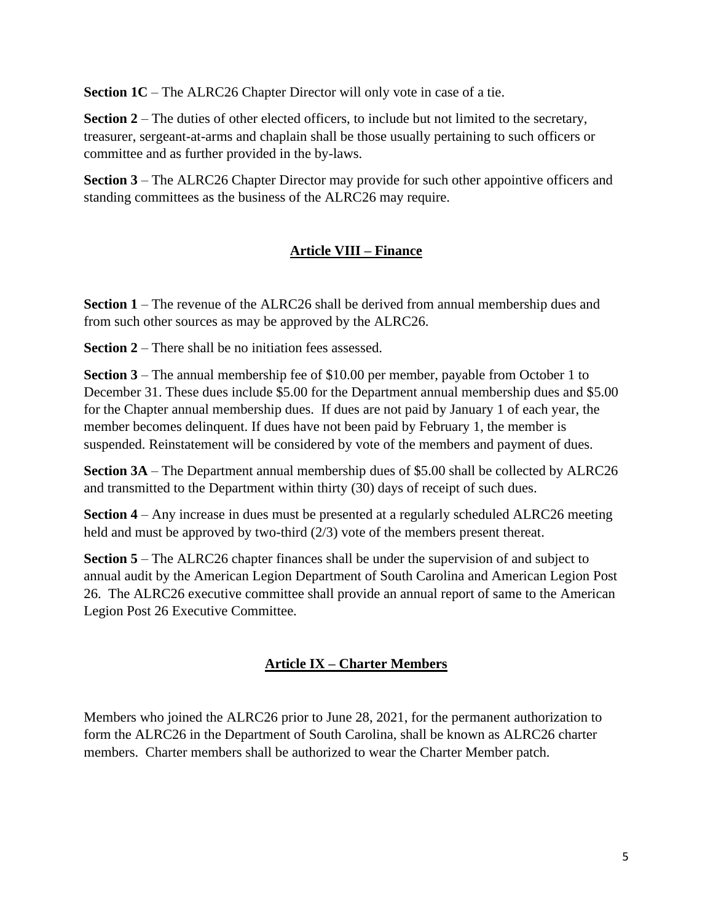**Section 1C** – The ALRC26 Chapter Director will only vote in case of a tie.

**Section 2** – The duties of other elected officers, to include but not limited to the secretary, treasurer, sergeant-at-arms and chaplain shall be those usually pertaining to such officers or committee and as further provided in the by-laws.

**Section 3** – The ALRC26 Chapter Director may provide for such other appointive officers and standing committees as the business of the ALRC26 may require.

## Article VIII – Finance

**Section 1** – The revenue of the ALRC26 shall be derived from annual membership dues and from such other sources as may be approved by the ALRC26.

**Section 2** – There shall be no initiation fees assessed.

**Section 3** – The annual membership fee of $10.00 per member, payable from October 1 to December 31. These dues include $5.00 for the Department annual membership dues and $5.00 for the Chapter annual membership dues. If dues are not paid by January 1 of each year, the member becomes delinquent. If dues have not been paid by February 1, the member is suspended. Reinstatement will be considered by vote of the members and payment of dues.

**Section 3A** – The Department annual membership dues of $5.00 shall be collected by ALRC26 and transmitted to the Department within thirty (30) days of receipt of such dues.

**Section 4** – Any increase in dues must be presented at a regularly scheduled ALRC26 meeting held and must be approved by two-third (2/3) vote of the members present thereat.

**Section 5** – The ALRC26 chapter finances shall be under the supervision of and subject to annual audit by the American Legion Department of South Carolina and American Legion Post 26. The ALRC26 executive committee shall provide an annual report of same to the American Legion Post 26 Executive Committee.

## Article IX – Charter Members

Members who joined the ALRC26 prior to June 28, 2021, for the permanent authorization to form the ALRC26 in the Department of South Carolina, shall be known as ALRC26 charter members. Charter members shall be authorized to wear the Charter Member patch.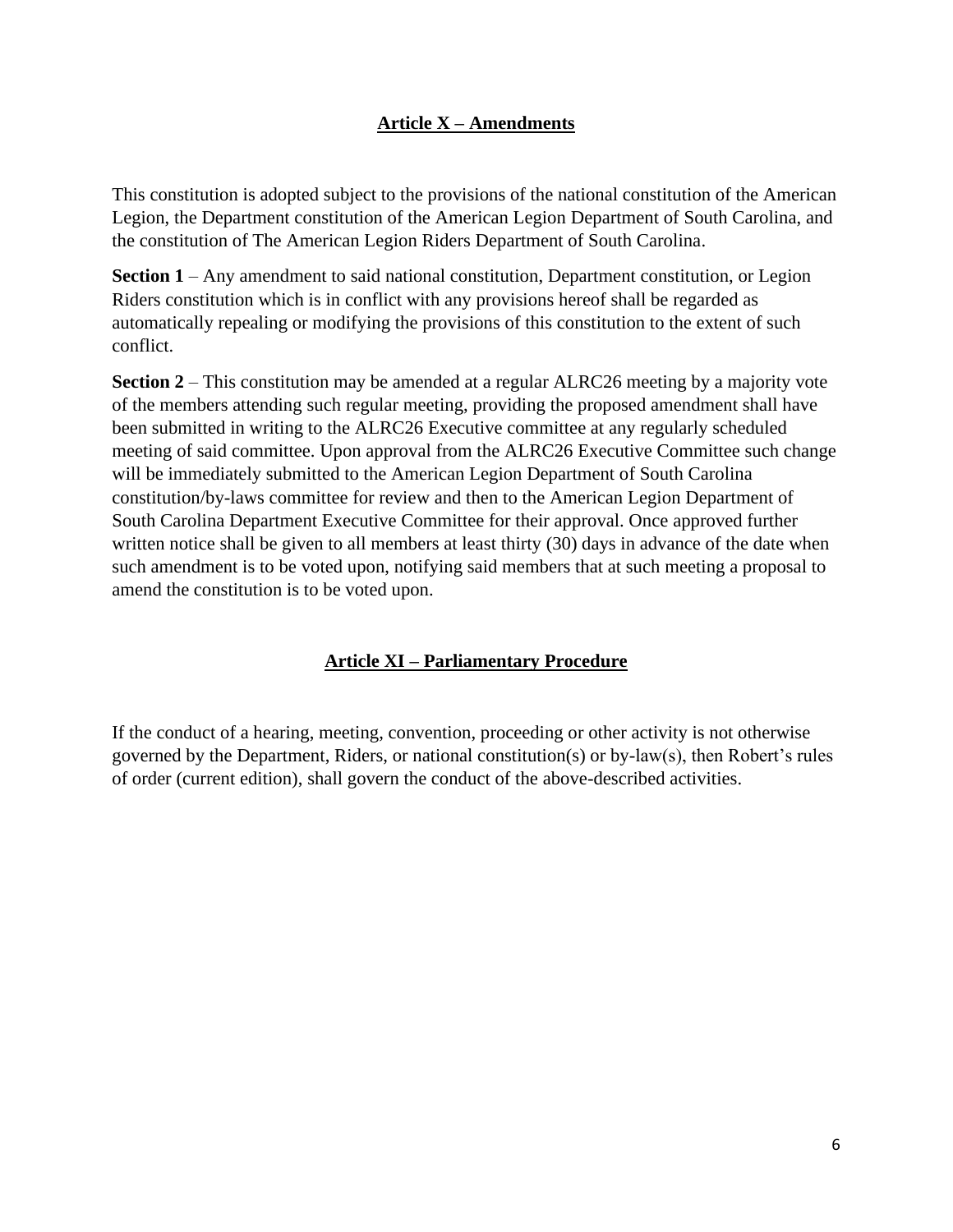## Article X – Amendments

This constitution is adopted subject to the provisions of the national constitution of the American Legion, the Department constitution of the American Legion Department of South Carolina, and the constitution of The American Legion Riders Department of South Carolina.

**Section 1** – Any amendment to said national constitution, Department constitution, or Legion Riders constitution which is in conflict with any provisions hereof shall be regarded as automatically repealing or modifying the provisions of this constitution to the extent of such conflict.

**Section 2** – This constitution may be amended at a regular ALRC26 meeting by a majority vote of the members attending such regular meeting, providing the proposed amendment shall have been submitted in writing to the ALRC26 Executive committee at any regularly scheduled meeting of said committee. Upon approval from the ALRC26 Executive Committee such change will be immediately submitted to the American Legion Department of South Carolina constitution/by-laws committee for review and then to the American Legion Department of South Carolina Department Executive Committee for their approval. Once approved further written notice shall be given to all members at least thirty (30) days in advance of the date when such amendment is to be voted upon, notifying said members that at such meeting a proposal to amend the constitution is to be voted upon.

## Article XI – Parliamentary Procedure

If the conduct of a hearing, meeting, convention, proceeding or other activity is not otherwise governed by the Department, Riders, or national constitution(s) or by-law(s), then Robert's rules of order (current edition), shall govern the conduct of the above-described activities.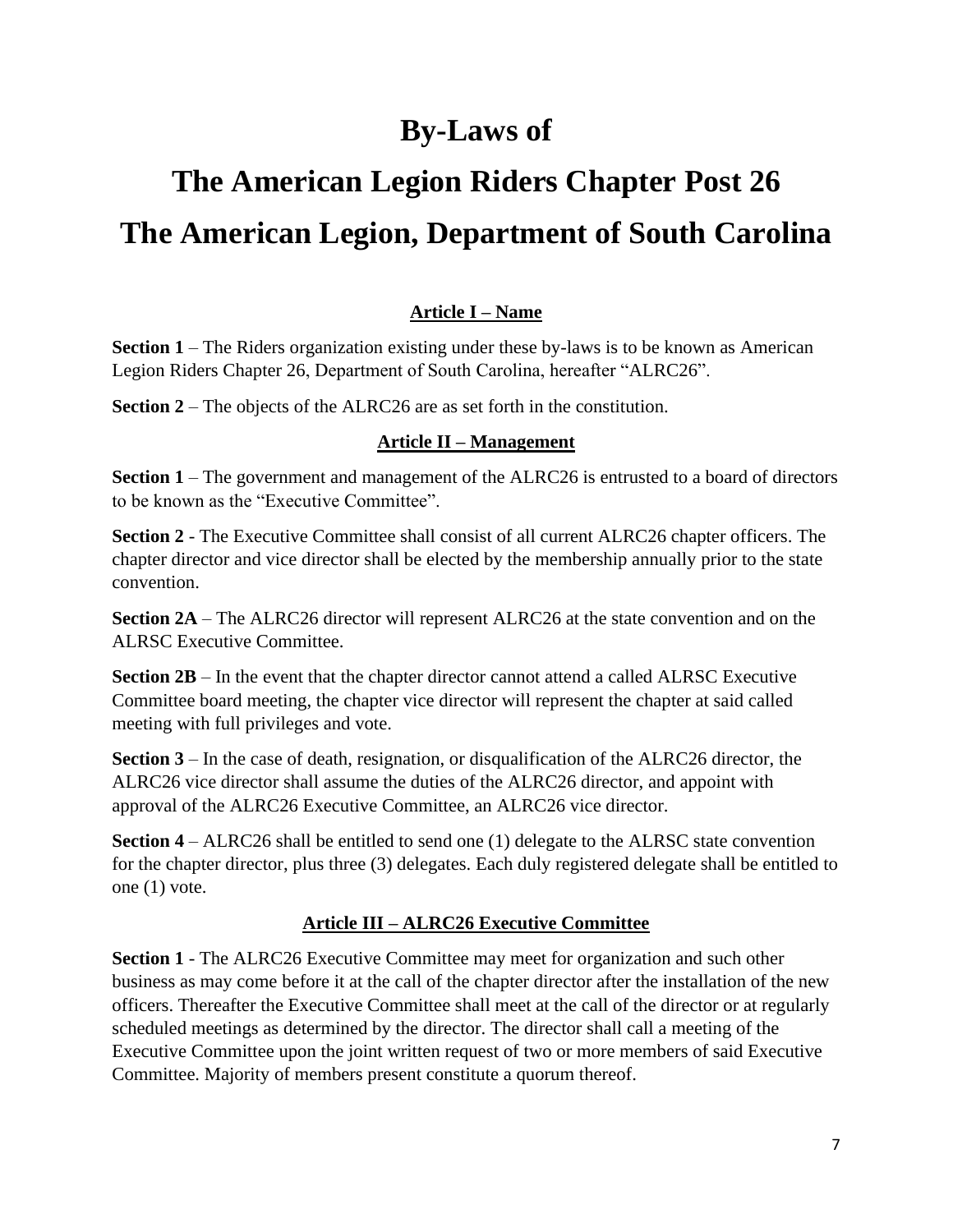# By-Laws of

# The American Legion Riders Chapter Post 26

# The American Legion, Department of South Carolina

## Article I – Name

**Section 1** – The Riders organization existing under these by-laws is to be known as American Legion Riders Chapter 26, Department of South Carolina, hereafter "ALRC26".

**Section 2** – The objects of the ALRC26 are as set forth in the constitution.

## Article II – Management

**Section 1** – The government and management of the ALRC26 is entrusted to a board of directors to be known as the "Executive Committee".

**Section 2** - The Executive Committee shall consist of all current ALRC26 chapter officers. The chapter director and vice director shall be elected by the membership annually prior to the state convention.

**Section 2A** – The ALRC26 director will represent ALRC26 at the state convention and on the ALRSC Executive Committee.

**Section 2B** – In the event that the chapter director cannot attend a called ALRSC Executive Committee board meeting, the chapter vice director will represent the chapter at said called meeting with full privileges and vote.

**Section 3** – In the case of death, resignation, or disqualification of the ALRC26 director, the ALRC26 vice director shall assume the duties of the ALRC26 director, and appoint with approval of the ALRC26 Executive Committee, an ALRC26 vice director.

**Section 4** – ALRC26 shall be entitled to send one (1) delegate to the ALRSC state convention for the chapter director, plus three (3) delegates. Each duly registered delegate shall be entitled to one (1) vote.

## Article III – ALRC26 Executive Committee

**Section 1** - The ALRC26 Executive Committee may meet for organization and such other business as may come before it at the call of the chapter director after the installation of the new officers. Thereafter the Executive Committee shall meet at the call of the director or at regularly scheduled meetings as determined by the director. The director shall call a meeting of the Executive Committee upon the joint written request of two or more members of said Executive Committee. Majority of members present constitute a quorum thereof.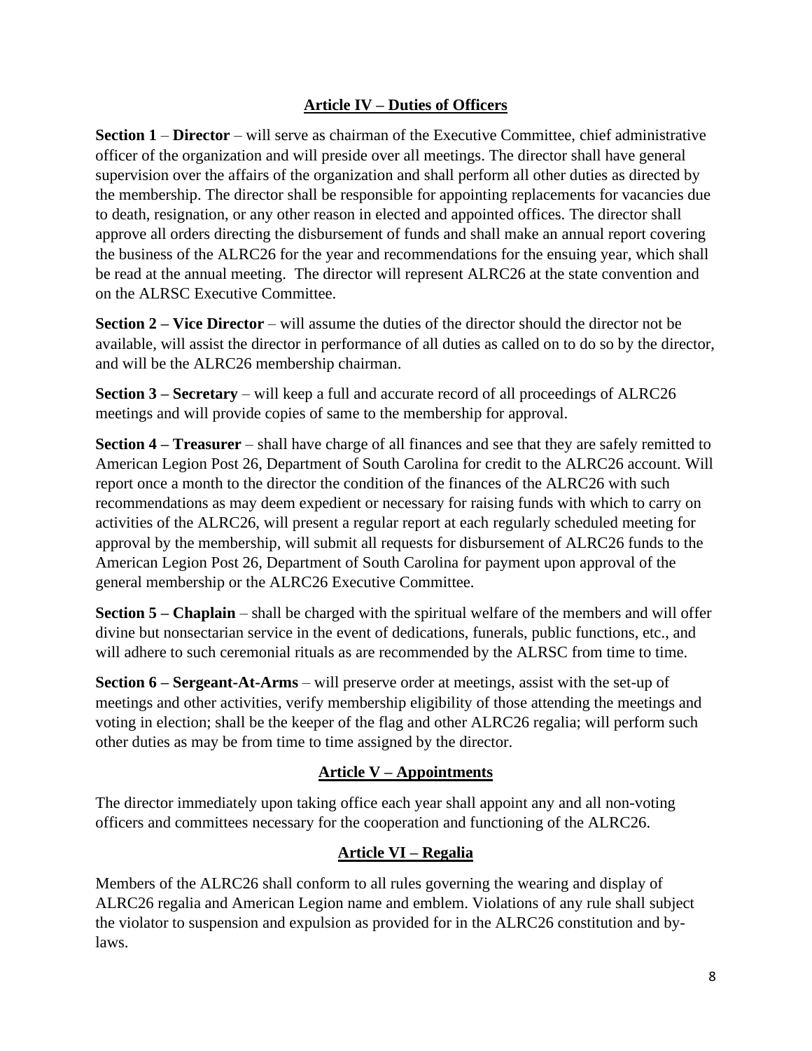## Article IV – Duties of Officers

**Section 1** – **Director** – will serve as chairman of the Executive Committee, chief administrative officer of the organization and will preside over all meetings. The director shall have general supervision over the affairs of the organization and shall perform all other duties as directed by the membership. The director shall be responsible for appointing replacements for vacancies due to death, resignation, or any other reason in elected and appointed offices. The director shall approve all orders directing the disbursement of funds and shall make an annual report covering the business of the ALRC26 for the year and recommendations for the ensuing year, which shall be read at the annual meeting. The director will represent ALRC26 at the state convention and on the ALRSC Executive Committee.

**Section 2 – Vice Director** – will assume the duties of the director should the director not be available, will assist the director in performance of all duties as called on to do so by the director, and will be the ALRC26 membership chairman.

**Section 3 – Secretary** – will keep a full and accurate record of all proceedings of ALRC26 meetings and will provide copies of same to the membership for approval.

**Section 4 – Treasurer** – shall have charge of all finances and see that they are safely remitted to American Legion Post 26, Department of South Carolina for credit to the ALRC26 account. Will report once a month to the director the condition of the finances of the ALRC26 with such recommendations as may deem expedient or necessary for raising funds with which to carry on activities of the ALRC26, will present a regular report at each regularly scheduled meeting for approval by the membership, will submit all requests for disbursement of ALRC26 funds to the American Legion Post 26, Department of South Carolina for payment upon approval of the general membership or the ALRC26 Executive Committee.

**Section 5 – Chaplain** – shall be charged with the spiritual welfare of the members and will offer divine but nonsectarian service in the event of dedications, funerals, public functions, etc., and will adhere to such ceremonial rituals as are recommended by the ALRSC from time to time.

**Section 6 – Sergeant-At-Arms** – will preserve order at meetings, assist with the set-up of meetings and other activities, verify membership eligibility of those attending the meetings and voting in election; shall be the keeper of the flag and other ALRC26 regalia; will perform such other duties as may be from time to time assigned by the director.

## Article V – Appointments

The director immediately upon taking office each year shall appoint any and all non-voting officers and committees necessary for the cooperation and functioning of the ALRC26.

## Article VI – Regalia

Members of the ALRC26 shall conform to all rules governing the wearing and display of ALRC26 regalia and American Legion name and emblem. Violations of any rule shall subject the violator to suspension and expulsion as provided for in the ALRC26 constitution and by-laws.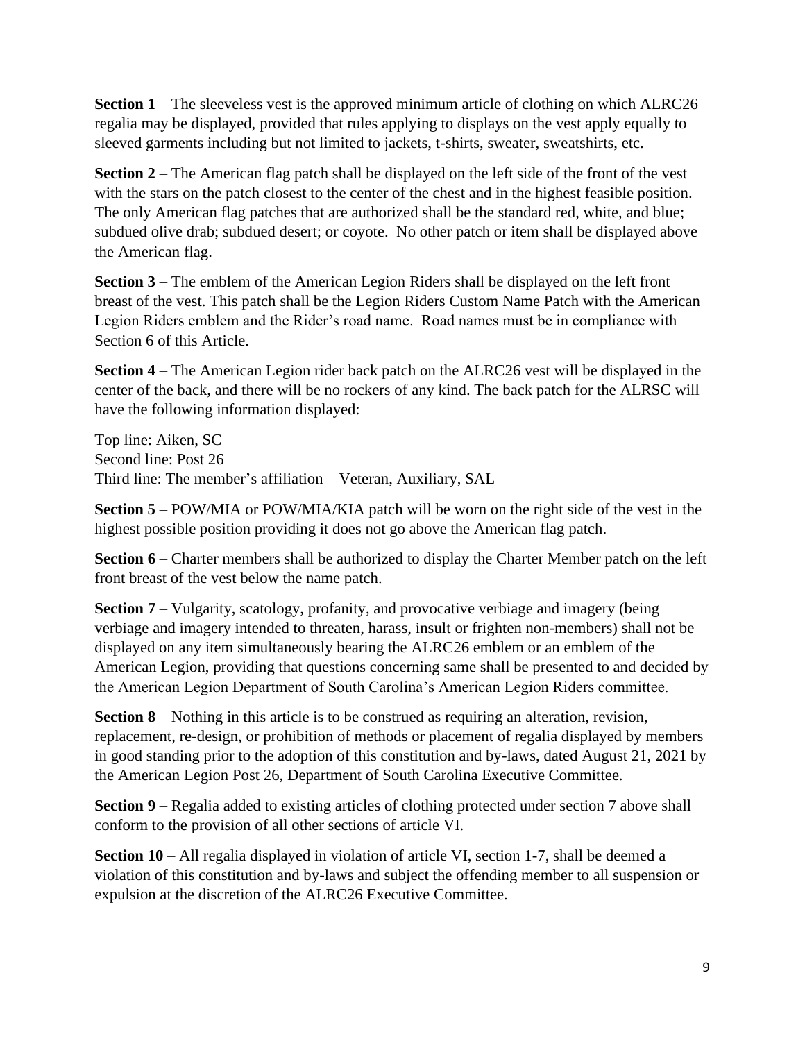**Section 1** – The sleeveless vest is the approved minimum article of clothing on which ALRC26 regalia may be displayed, provided that rules applying to displays on the vest apply equally to sleeved garments including but not limited to jackets, t-shirts, sweater, sweatshirts, etc.

**Section 2** – The American flag patch shall be displayed on the left side of the front of the vest with the stars on the patch closest to the center of the chest and in the highest feasible position. The only American flag patches that are authorized shall be the standard red, white, and blue; subdued olive drab; subdued desert; or coyote. No other patch or item shall be displayed above the American flag.

**Section 3** – The emblem of the American Legion Riders shall be displayed on the left front breast of the vest. This patch shall be the Legion Riders Custom Name Patch with the American Legion Riders emblem and the Rider's road name. Road names must be in compliance with Section 6 of this Article.

**Section 4** – The American Legion rider back patch on the ALRC26 vest will be displayed in the center of the back, and there will be no rockers of any kind. The back patch for the ALRSC will have the following information displayed:

Top line: Aiken, SC
Second line: Post 26
Third line: The member's affiliation—Veteran, Auxiliary, SAL

**Section 5** – POW/MIA or POW/MIA/KIA patch will be worn on the right side of the vest in the highest possible position providing it does not go above the American flag patch.

**Section 6** – Charter members shall be authorized to display the Charter Member patch on the left front breast of the vest below the name patch.

**Section 7** – Vulgarity, scatology, profanity, and provocative verbiage and imagery (being verbiage and imagery intended to threaten, harass, insult or frighten non-members) shall not be displayed on any item simultaneously bearing the ALRC26 emblem or an emblem of the American Legion, providing that questions concerning same shall be presented to and decided by the American Legion Department of South Carolina's American Legion Riders committee.

**Section 8** – Nothing in this article is to be construed as requiring an alteration, revision, replacement, re-design, or prohibition of methods or placement of regalia displayed by members in good standing prior to the adoption of this constitution and by-laws, dated August 21, 2021 by the American Legion Post 26, Department of South Carolina Executive Committee.

**Section 9** – Regalia added to existing articles of clothing protected under section 7 above shall conform to the provision of all other sections of article VI.

**Section 10** – All regalia displayed in violation of article VI, section 1-7, shall be deemed a violation of this constitution and by-laws and subject the offending member to all suspension or expulsion at the discretion of the ALRC26 Executive Committee.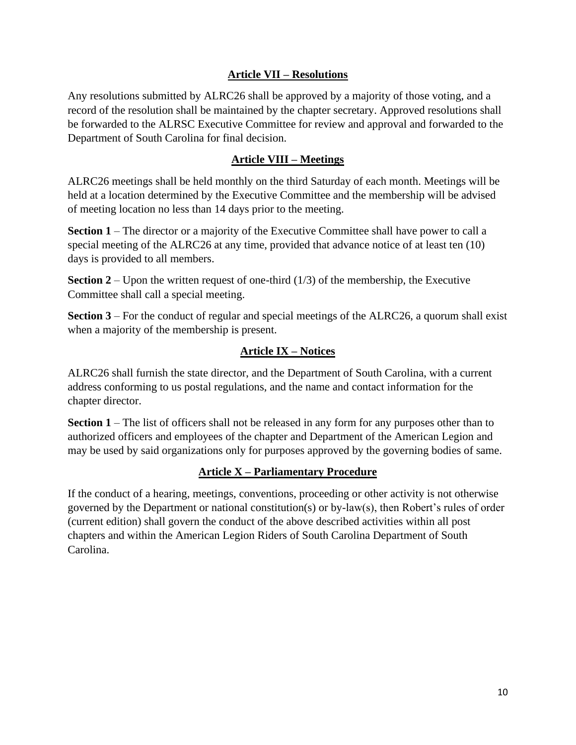## Article VII – Resolutions

Any resolutions submitted by ALRC26 shall be approved by a majority of those voting, and a record of the resolution shall be maintained by the chapter secretary. Approved resolutions shall be forwarded to the ALRSC Executive Committee for review and approval and forwarded to the Department of South Carolina for final decision.

## Article VIII – Meetings

ALRC26 meetings shall be held monthly on the third Saturday of each month. Meetings will be held at a location determined by the Executive Committee and the membership will be advised of meeting location no less than 14 days prior to the meeting.

**Section 1** – The director or a majority of the Executive Committee shall have power to call a special meeting of the ALRC26 at any time, provided that advance notice of at least ten (10) days is provided to all members.

**Section 2** – Upon the written request of one-third (1/3) of the membership, the Executive Committee shall call a special meeting.

**Section 3** – For the conduct of regular and special meetings of the ALRC26, a quorum shall exist when a majority of the membership is present.

## Article IX – Notices

ALRC26 shall furnish the state director, and the Department of South Carolina, with a current address conforming to us postal regulations, and the name and contact information for the chapter director.

**Section 1** – The list of officers shall not be released in any form for any purposes other than to authorized officers and employees of the chapter and Department of the American Legion and may be used by said organizations only for purposes approved by the governing bodies of same.

## Article X – Parliamentary Procedure

If the conduct of a hearing, meetings, conventions, proceeding or other activity is not otherwise governed by the Department or national constitution(s) or by-law(s), then Robert's rules of order (current edition) shall govern the conduct of the above described activities within all post chapters and within the American Legion Riders of South Carolina Department of South Carolina.